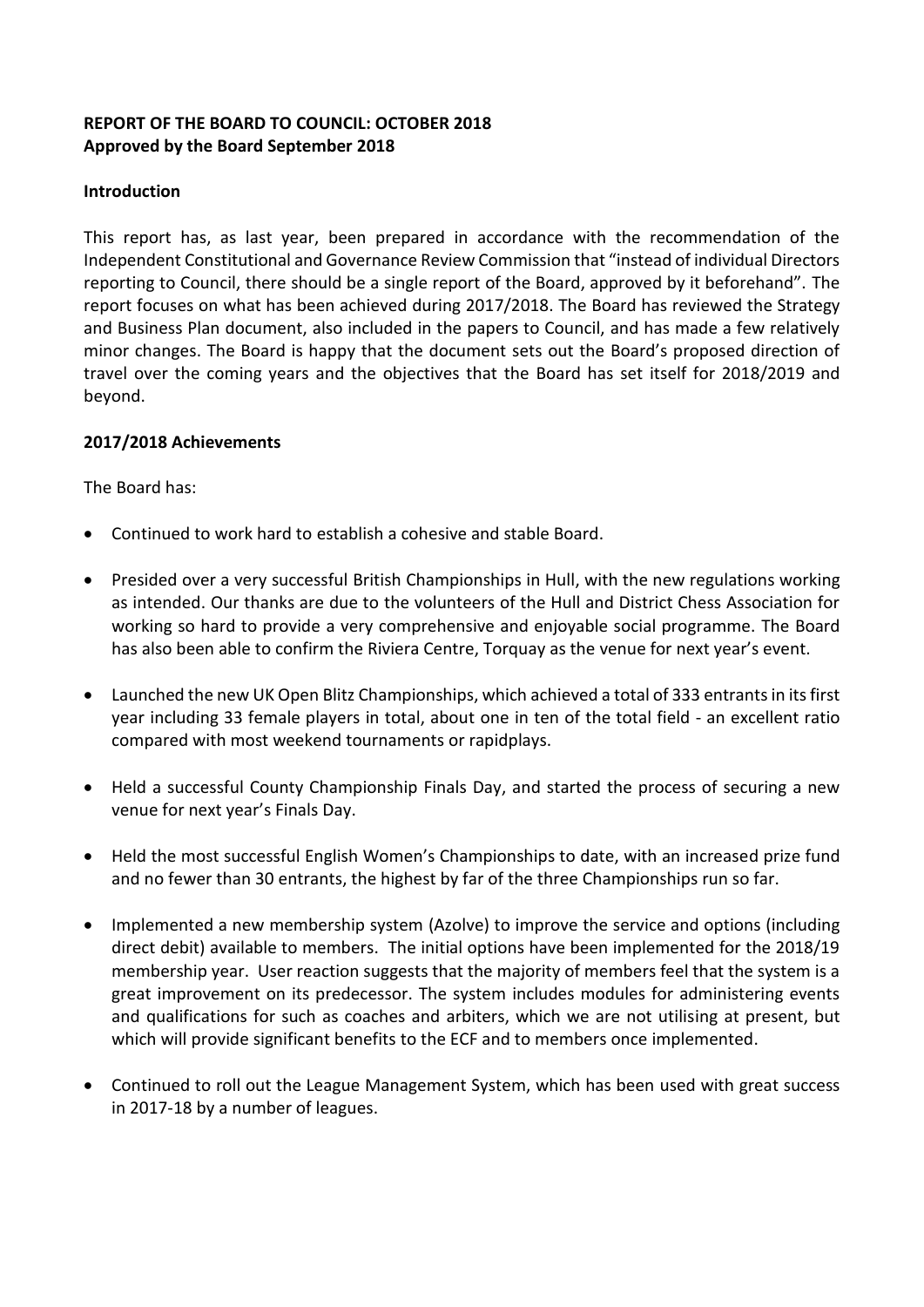**REPORT OF THE BOARD TO COUNCIL: OCTOBER 2018**
**Approved by the Board September 2018**

**Introduction**

This report has, as last year, been prepared in accordance with the recommendation of the Independent Constitutional and Governance Review Commission that "instead of individual Directors reporting to Council, there should be a single report of the Board, approved by it beforehand". The report focuses on what has been achieved during 2017/2018. The Board has reviewed the Strategy and Business Plan document, also included in the papers to Council, and has made a few relatively minor changes. The Board is happy that the document sets out the Board's proposed direction of travel over the coming years and the objectives that the Board has set itself for 2018/2019 and beyond.

**2017/2018 Achievements**

The Board has:

- Continued to work hard to establish a cohesive and stable Board.
- Presided over a very successful British Championships in Hull, with the new regulations working as intended. Our thanks are due to the volunteers of the Hull and District Chess Association for working so hard to provide a very comprehensive and enjoyable social programme. The Board has also been able to confirm the Riviera Centre, Torquay as the venue for next year's event.
- Launched the new UK Open Blitz Championships, which achieved a total of 333 entrants in its first year including 33 female players in total, about one in ten of the total field - an excellent ratio compared with most weekend tournaments or rapidplays.
- Held a successful County Championship Finals Day, and started the process of securing a new venue for next year's Finals Day.
- Held the most successful English Women's Championships to date, with an increased prize fund and no fewer than 30 entrants, the highest by far of the three Championships run so far.
- Implemented a new membership system (Azolve) to improve the service and options (including direct debit) available to members. The initial options have been implemented for the 2018/19 membership year. User reaction suggests that the majority of members feel that the system is a great improvement on its predecessor. The system includes modules for administering events and qualifications for such as coaches and arbiters, which we are not utilising at present, but which will provide significant benefits to the ECF and to members once implemented.
- Continued to roll out the League Management System, which has been used with great success in 2017-18 by a number of leagues.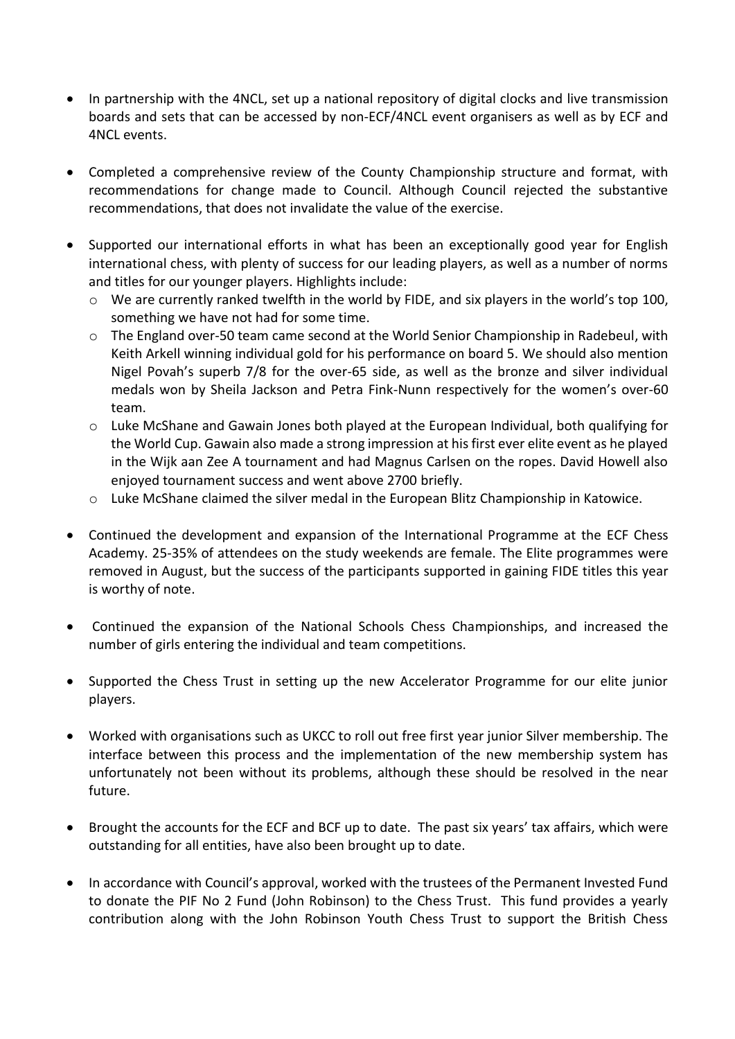- In partnership with the 4NCL, set up a national repository of digital clocks and live transmission boards and sets that can be accessed by non-ECF/4NCL event organisers as well as by ECF and 4NCL events.

- Completed a comprehensive review of the County Championship structure and format, with recommendations for change made to Council. Although Council rejected the substantive recommendations, that does not invalidate the value of the exercise.

- Supported our international efforts in what has been an exceptionally good year for English international chess, with plenty of success for our leading players, as well as a number of norms and titles for our younger players. Highlights include:
  - We are currently ranked twelfth in the world by FIDE, and six players in the world's top 100, something we have not had for some time.
  - The England over-50 team came second at the World Senior Championship in Radebeul, with Keith Arkell winning individual gold for his performance on board 5. We should also mention Nigel Povah's superb 7/8 for the over-65 side, as well as the bronze and silver individual medals won by Sheila Jackson and Petra Fink-Nunn respectively for the women's over-60 team.
  - Luke McShane and Gawain Jones both played at the European Individual, both qualifying for the World Cup. Gawain also made a strong impression at his first ever elite event as he played in the Wijk aan Zee A tournament and had Magnus Carlsen on the ropes. David Howell also enjoyed tournament success and went above 2700 briefly.
  - Luke McShane claimed the silver medal in the European Blitz Championship in Katowice.

- Continued the development and expansion of the International Programme at the ECF Chess Academy. 25-35% of attendees on the study weekends are female. The Elite programmes were removed in August, but the success of the participants supported in gaining FIDE titles this year is worthy of note.

- Continued the expansion of the National Schools Chess Championships, and increased the number of girls entering the individual and team competitions.

- Supported the Chess Trust in setting up the new Accelerator Programme for our elite junior players.

- Worked with organisations such as UKCC to roll out free first year junior Silver membership. The interface between this process and the implementation of the new membership system has unfortunately not been without its problems, although these should be resolved in the near future.

- Brought the accounts for the ECF and BCF up to date. The past six years' tax affairs, which were outstanding for all entities, have also been brought up to date.

- In accordance with Council's approval, worked with the trustees of the Permanent Invested Fund to donate the PIF No 2 Fund (John Robinson) to the Chess Trust. This fund provides a yearly contribution along with the John Robinson Youth Chess Trust to support the British Chess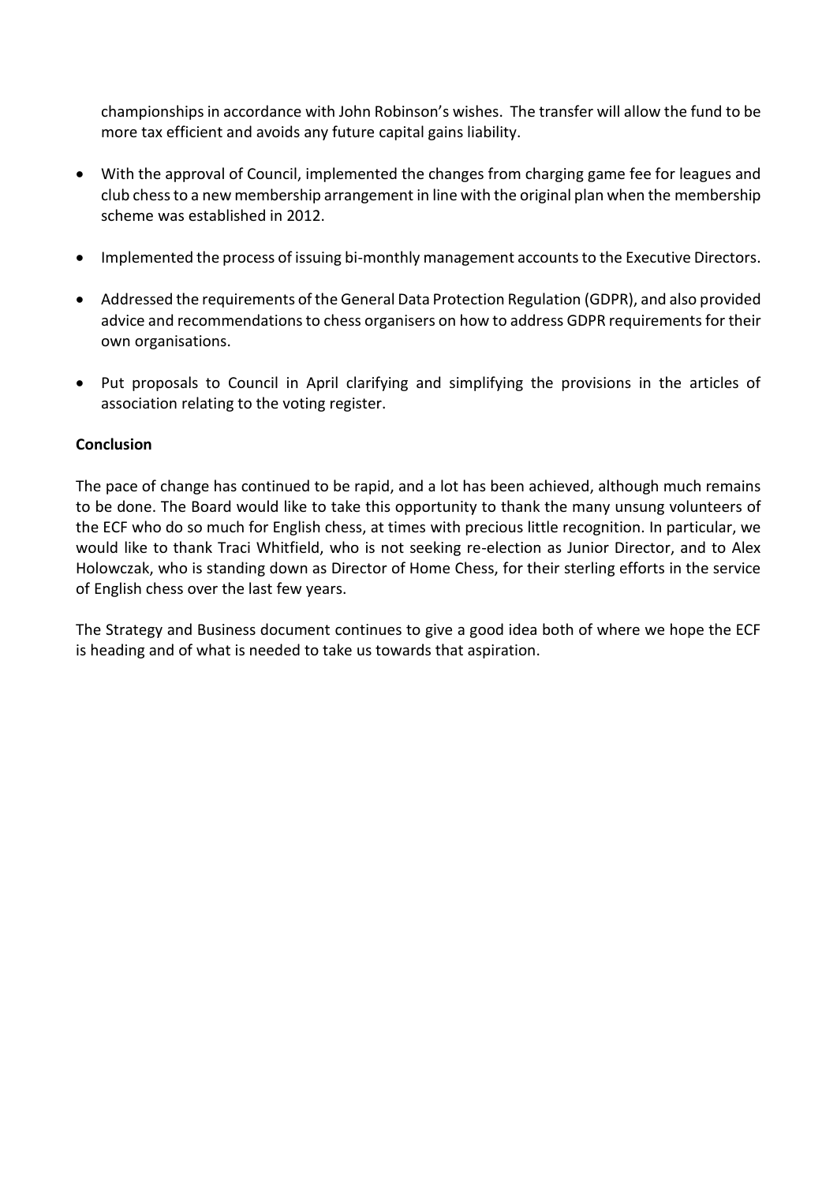championships in accordance with John Robinson's wishes. The transfer will allow the fund to be more tax efficient and avoids any future capital gains liability.

- With the approval of Council, implemented the changes from charging game fee for leagues and club chess to a new membership arrangement in line with the original plan when the membership scheme was established in 2012.
- Implemented the process of issuing bi-monthly management accounts to the Executive Directors.
- Addressed the requirements of the General Data Protection Regulation (GDPR), and also provided advice and recommendations to chess organisers on how to address GDPR requirements for their own organisations.
- Put proposals to Council in April clarifying and simplifying the provisions in the articles of association relating to the voting register.

**Conclusion**

The pace of change has continued to be rapid, and a lot has been achieved, although much remains to be done. The Board would like to take this opportunity to thank the many unsung volunteers of the ECF who do so much for English chess, at times with precious little recognition. In particular, we would like to thank Traci Whitfield, who is not seeking re-election as Junior Director, and to Alex Holowczak, who is standing down as Director of Home Chess, for their sterling efforts in the service of English chess over the last few years.

The Strategy and Business document continues to give a good idea both of where we hope the ECF is heading and of what is needed to take us towards that aspiration.